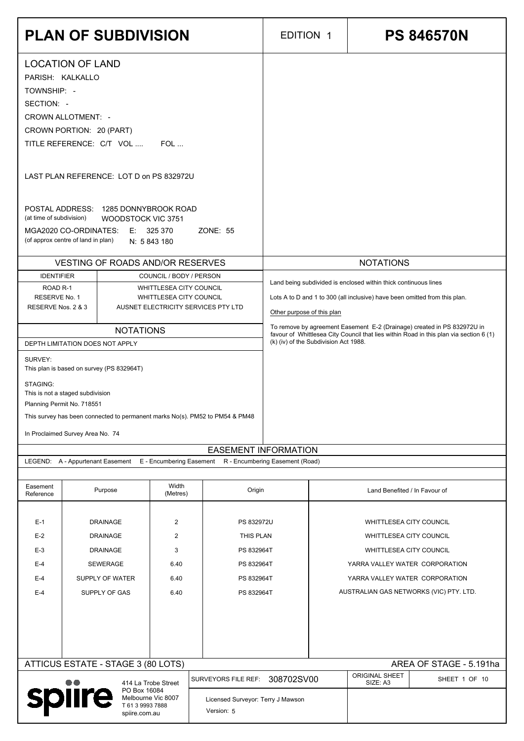# PLAN OF SUBDIVISION

EDITION 1

# PS 846570N

## LOCATION OF LAND

PARISH: KALKALLO

TOWNSHIP: -

SECTION: -

CROWN ALLOTMENT: -

CROWN PORTION: 20 (PART)

TITLE REFERENCE: C/T VOL .... FOL ...

LAST PLAN REFERENCE: LOT D on PS 832972U

POSTAL ADDRESS: 1285 DONNYBROOK ROAD
(at time of subdivision) WOODSTOCK VIC 3751

MGA2020 CO-ORDINATES: E: 325 370 ZONE: 55
(of approx centre of land in plan) N: 5 843 180

## VESTING OF ROADS AND/OR RESERVES

| IDENTIFIER | COUNCIL / BODY / PERSON |
|---|---|
| ROAD R-1 | WHITTLESEA CITY COUNCIL |
| RESERVE No. 1 | WHITTLESEA CITY COUNCIL |
| RESERVE Nos. 2 & 3 | AUSNET ELECTRICITY SERVICES PTY LTD |

## NOTATIONS

DEPTH LIMITATION DOES NOT APPLY

SURVEY:
This plan is based on survey (PS 832964T)

STAGING:
This is not a staged subdivision
Planning Permit No. 718551

This survey has been connected to permanent marks No(s). PM52 to PM54 & PM48

In Proclaimed Survey Area No. 74

## NOTATIONS

Land being subdivided is enclosed within thick continuous lines

Lots A to D and 1 to 300 (all inclusive) have been omitted from this plan.

Other purpose of this plan

To remove by agreement Easement E-2 (Drainage) created in PS 832972U in favour of Whittlesea City Council that lies within Road in this plan via section 6 (1) (k) (iv) of the Subdivision Act 1988.

## EASEMENT INFORMATION

LEGEND: A - Appurtenant Easement E - Encumbering Easement R - Encumbering Easement (Road)

| Easement Reference | Purpose | Width (Metres) | Origin | Land Benefited / In Favour of |
|---|---|---|---|---|
| E-1 | DRAINAGE | 2 | PS 832972U | WHITTLESEA CITY COUNCIL |
| E-2 | DRAINAGE | 2 | THIS PLAN | WHITTLESEA CITY COUNCIL |
| E-3 | DRAINAGE | 3 | PS 832964T | WHITTLESEA CITY COUNCIL |
| E-4 | SEWERAGE | 6.40 | PS 832964T | YARRA VALLEY WATER CORPORATION |
| E-4 | SUPPLY OF WATER | 6.40 | PS 832964T | YARRA VALLEY WATER CORPORATION |
| E-4 | SUPPLY OF GAS | 6.40 | PS 832964T | AUSTRALIAN GAS NETWORKS (VIC) PTY. LTD. |

ATTICUS ESTATE - STAGE 3 (80 LOTS)

AREA OF STAGE - 5.191ha

spiire
414 La Trobe Street
PO Box 16084
Melbourne Vic 8007
T 61 3 9993 7888
spiire.com.au

SURVEYORS FILE REF: 308702SV00

Licensed Surveyor: Terry J Mawson

Version: 5

ORIGINAL SHEET SIZE: A3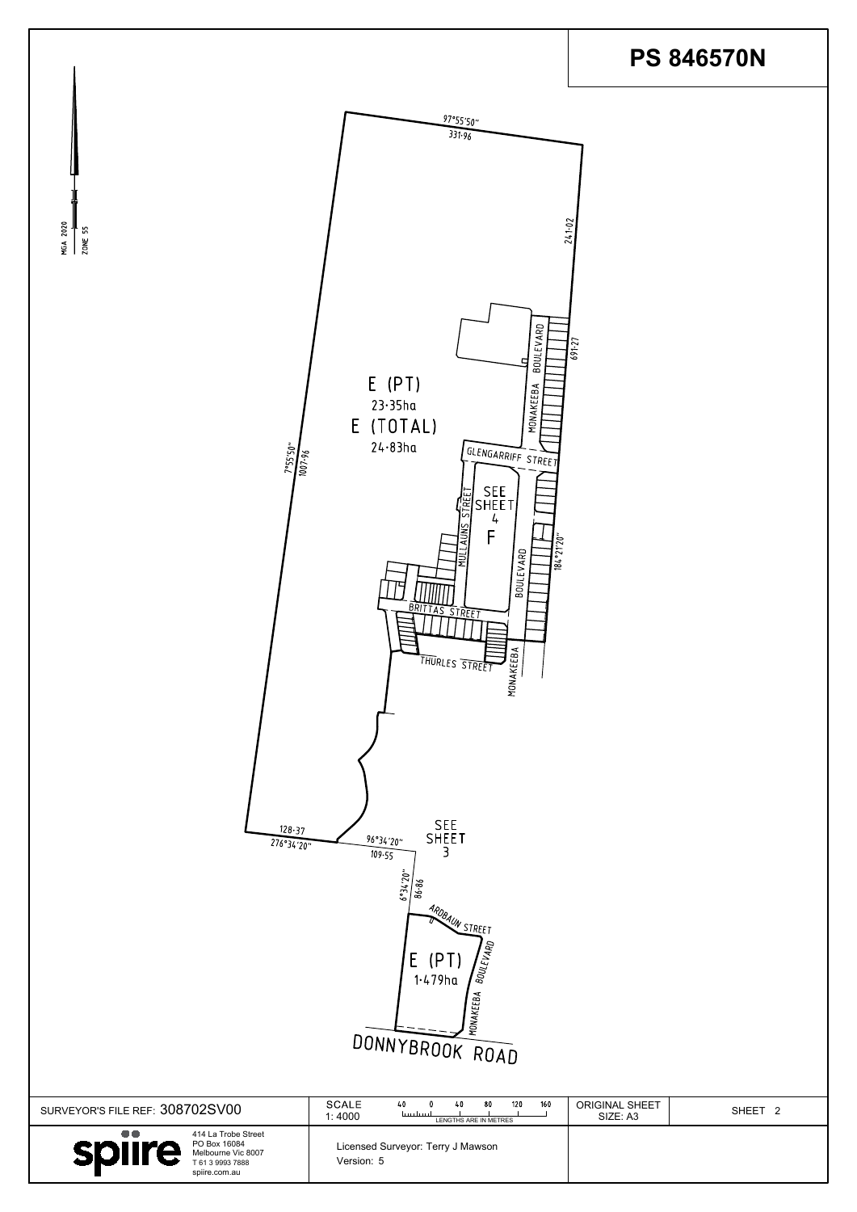# PS 846570N

MGA 2020

ZONE 55

97°55'50"
331·96

241·02

691·27

7°55'50"
1007·96

E (PT)
23·35ha
E (TOTAL)
24·83ha

MONAKEEBA BOULEVARD

GLENGARRIFF STREET

SEE SHEET 4

F

MULLAUNS STREET

BOULEVARD

184°21'20"

BRITTAS STREET

THURLES STREET

MONAKEEBA

128·37
276°34'20"

96°34'20"
109·55

SEE SHEET 3

6°34'20"
86·86

ARDBAUN STREET

E (PT)
1·479ha

MONAKEEBA BOULEVARD

DONNYBROOK ROAD

| SURVEYOR'S FILE REF: 308702SV00 | SCALE 1: 4000 (40 0 40 80 120 160 LENGTHS ARE IN METRES) | ORIGINAL SHEET SIZE: A3 | SHEET 2 |
|---|---|---|---|
| spiire 414 La Trobe Street PO Box 16084 Melbourne Vic 8007 T 61 3 9993 7888 spiire.com.au | Licensed Surveyor: Terry J Mawson Version: 5 | | |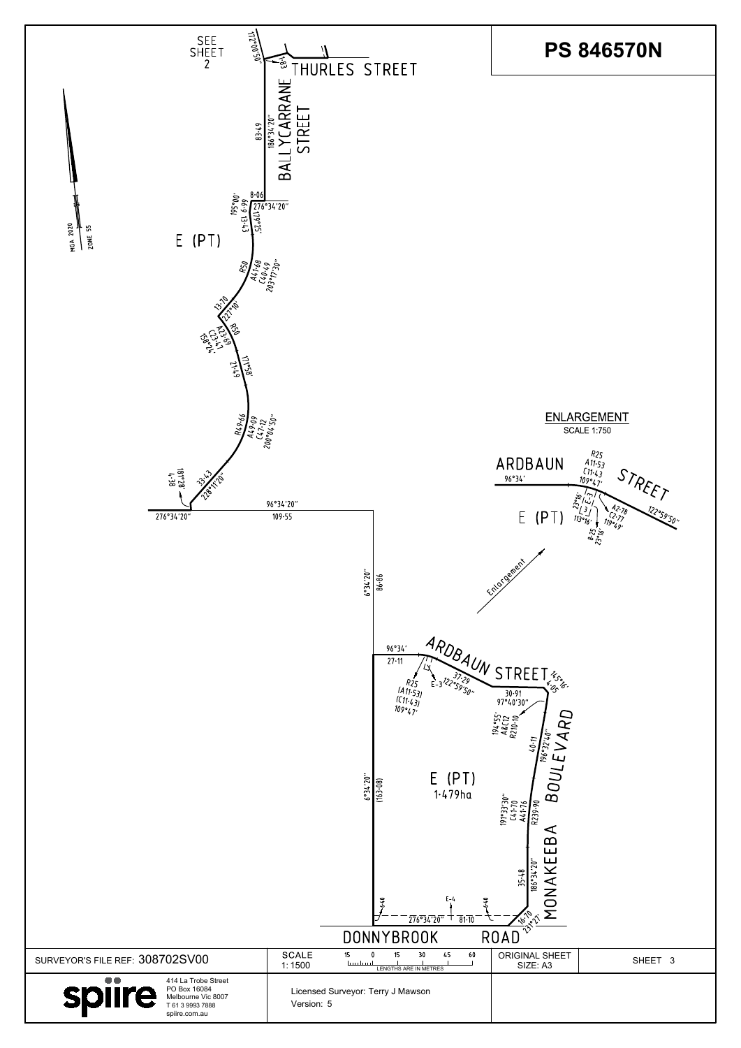# PS 846570N

SEE SHEET 2

THURLES STREET

BALLYCARRANE STREET

177°00'50"

1·83

186°34'20"

83·49

8·06

276°34'20"

195°00'

6·99

179°52'

13·43

MGA 2020 ZONE 55

E (PT)

R50

A41·68

C40·49

203°17'30"

13·70

227°10'

R50

A23·69

C23·47

158°24'

171°58'

21·49

R49·66

A49·09

C47·12

200°04'50"

181°28'

4·38

33·43

228°11'20"

96°34'20"

109·55

276°34'20"

6°34'20"

86·86

ENLARGEMENT
SCALE 1:750

ARDBAUN STREET

96°34'

R25

A11·53

C11·43

109°47'

23°16'

E-3

3

113°16'

A2·78

C2·77

119°49'

8·25

23°16'

122°59'50"

E (PT)

Enlargement

ARDBAUN STREET

96°34'

27·11

R25

(A11·53)

(C11·43)

109°47'

E-3

37·29

122°59'50"

145°16'

4·05

30·91

97°40'30"

194°55'

A&C12

R210·10

40·11

196°32'40"

MONAKEEBA BOULEVARD

E (PT)
1·479ha

6°34'20"

(163·08)

191°33'30"

C41·70

A41·76

R239·90

35·48

186°34'20"

E-4

6·40

6·40

276°34'20"

81·10

16·70

231°27'

DONNYBROOK ROAD

| SURVEYOR'S FILE REF: 308702SV00 | SCALE 1: 1500 (LENGTHS ARE IN METRES: 15 0 15 30 45 60) | ORIGINAL SHEET SIZE: A3 | SHEET 3 |
|---|---|---|---|
| spiire — 414 La Trobe Street, PO Box 16084, Melbourne Vic 8007, T 61 3 9993 7888, spiire.com.au | Licensed Surveyor: Terry J Mawson<br>Version: 5 | | |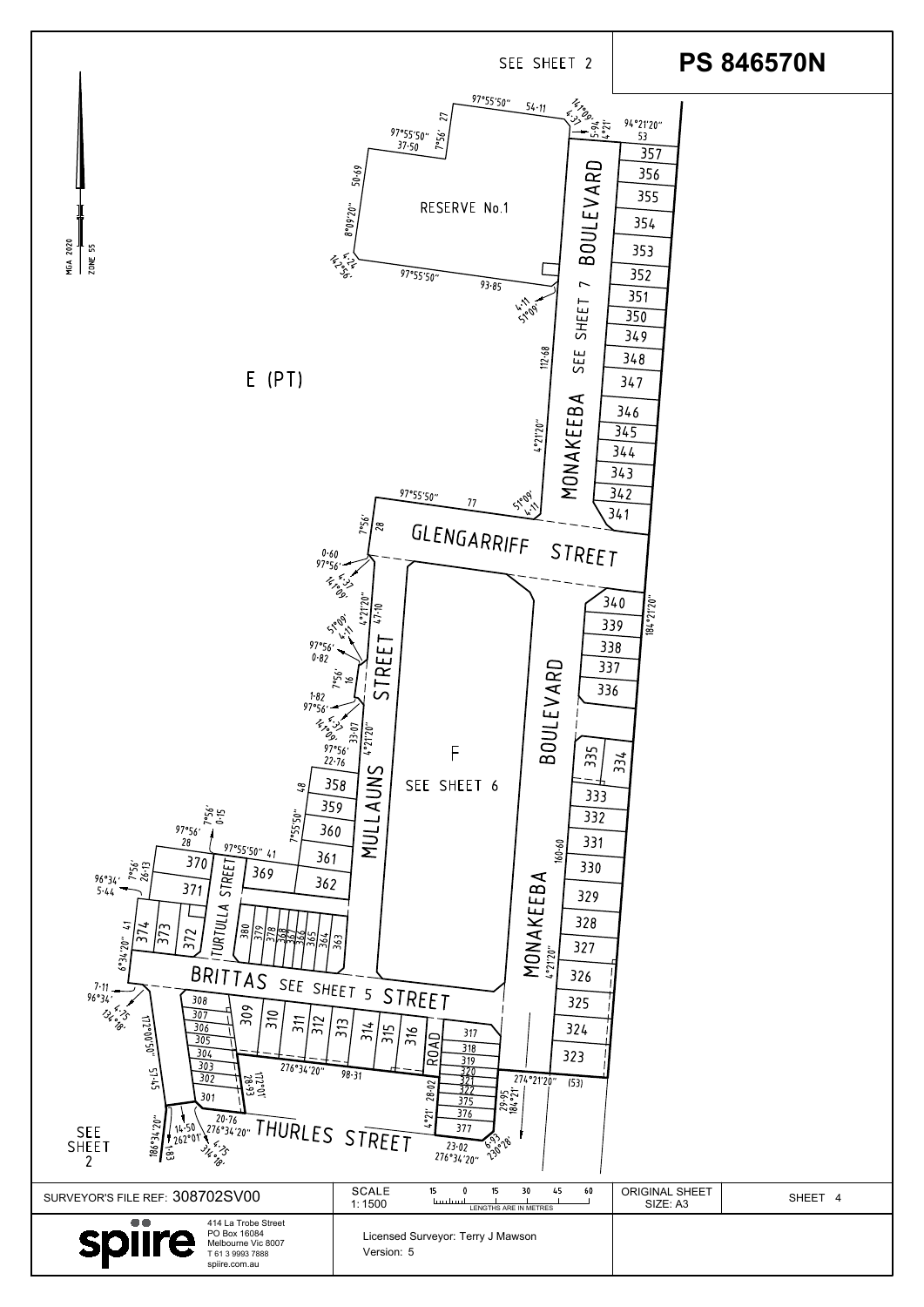# PS 846570N

SEE SHEET 2

MGA 2020 ZONE 55

RESERVE No.1

E (PT)

F
SEE SHEET 6

MONAKEEBA SEE SHEET 7 BOULEVARD

GLENGARRIFF STREET

MULLAUNS STREET

MONAKEEBA BOULEVARD

TURTULLA STREET

BRITTAS SEE SHEET 5 STREET

THURLES STREET

ROAD

SEE SHEET 2

97°55'50" 54·11
141°09' 4·37
5·94 4°21'
94°21'20" 53
97°55'50" 37·50
7°56' 27
50·69
8°09'20"
142°56' 4·24
97°55'50" 93·85
4·11 51°09'
112·68
4°21'20"
97°55'50" 77
51°09' 4·11
7°56' 28
0·60 97°56'
141°09' 4·37
4°21'20" 47·10
51°09' 4·11
97°56' 0·82
7°56' 16
1·82 97°56'
141°09' 4·37
33·07 4°21'20"
97°56' 22·76
48
7°55'50"
7°56' 0·15
97°56' 28
97°55'50" 41
7°56' 26·13
96°34' 5·44
6°34'20" 41
7·11 96°34'
134°18' 4·75
172°00'50"
51·45
186°34'20"
1·83
14·50 262°01'
20·76 276°34'20"
314°18' 4·75
276°34'20" 98·31
172°01' 28·93
4°21' 28·02
29·95 184°21'
274°21'20" (53)
23·02 276°34'20"
6·93 230°28'
184°21'20"
160·60
4°21'20"

357, 356, 355, 354, 353, 352, 351, 350, 349, 348, 347, 346, 345, 344, 343, 342, 341, 340, 339, 338, 337, 336, 335, 334, 333, 332, 331, 330, 329, 328, 327, 326, 325, 324, 323, 358, 359, 360, 361, 362, 369, 370, 371, 374, 373, 372, 380, 379, 378, 368, 367, 366, 365, 364, 363, 308, 307, 306, 305, 304, 303, 302, 301, 309, 310, 311, 312, 313, 314, 315, 316, 317, 318, 319, 320, 321, 322, 375, 376, 377

| SURVEYOR'S FILE REF: 308702SV00 | SCALE 1: 1500 (15 0 15 30 45 60 LENGTHS ARE IN METRES) | ORIGINAL SHEET SIZE: A3 | SHEET 4 |
|---|---|---|---|
| spiire 414 La Trobe Street PO Box 16084 Melbourne Vic 8007 T 61 3 9993 7888 spiire.com.au | Licensed Surveyor: Terry J Mawson Version: 5 | | |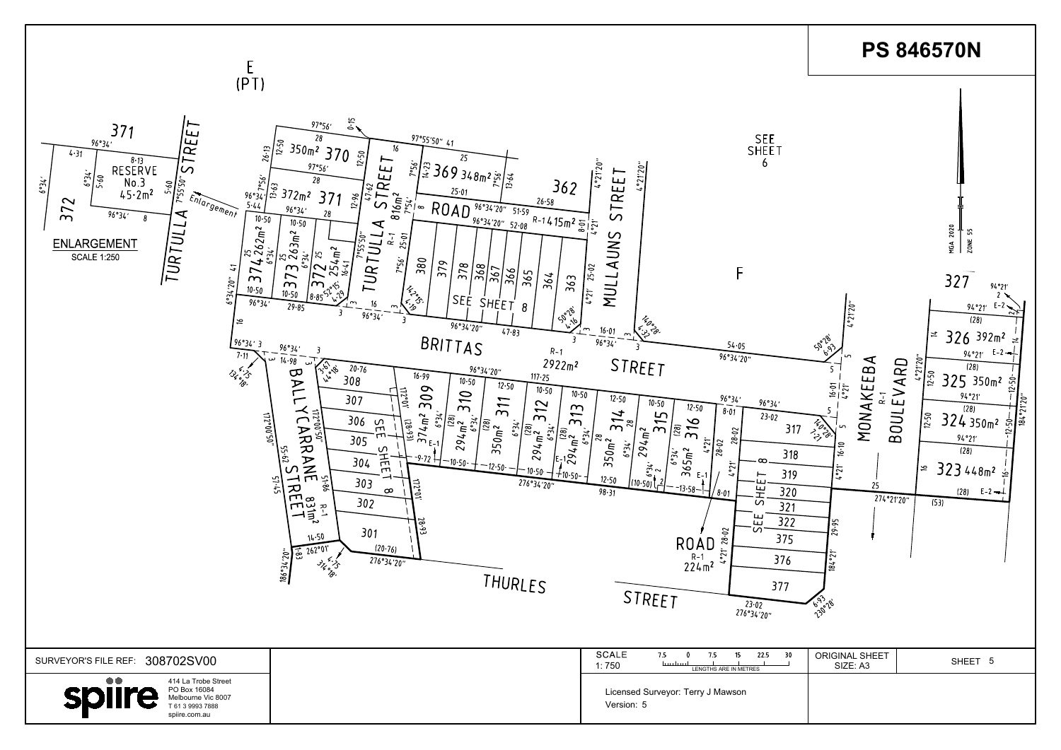# PS 846570N

E (PT)

371

RESERVE No.3 45·2m²

372

TURTULLA STREET

ENLARGEMENT
SCALE 1:250

Enlargement

350m² 370

372m² 371

374 262m²

373 263m²

372 254m²

TURTULLA STREET R-1 816m²

369 348m²

362

ROAD R-1 415m²

380 379 378 368 367 366 365 364 363

SEE SHEET 8

MULLAUNS STREET

SEE SHEET 6

F

BRITTAS STREET R-1 2922m²

308 307 306 305 304 303 302 301

BALLYCARRANE STREET R-1 831m²

SEE SHEET 8

309 374m²

310 294m²

311 350m²

312 294m²

313 294m²

314 350m²

315 294m²

316 365m²

317 318 319 320 321 322 375 376 377

SEE SHEET 8

ROAD R-1 224m²

THURLES STREET

MONAKEEBA BOULEVARD R-1

327

326 392m²

325 350m²

324 350m²

323 448m²

MGA 2020 ZONE 55

SURVEYOR'S FILE REF: 308702SV00

spiire
414 La Trobe Street
PO Box 16084
Melbourne Vic 8007
T 61 3 9993 7888
spiire.com.au

SCALE 1: 750 — LENGTHS ARE IN METRES

Licensed Surveyor: Terry J Mawson
Version: 5

ORIGINAL SHEET SIZE: A3

SHEET 5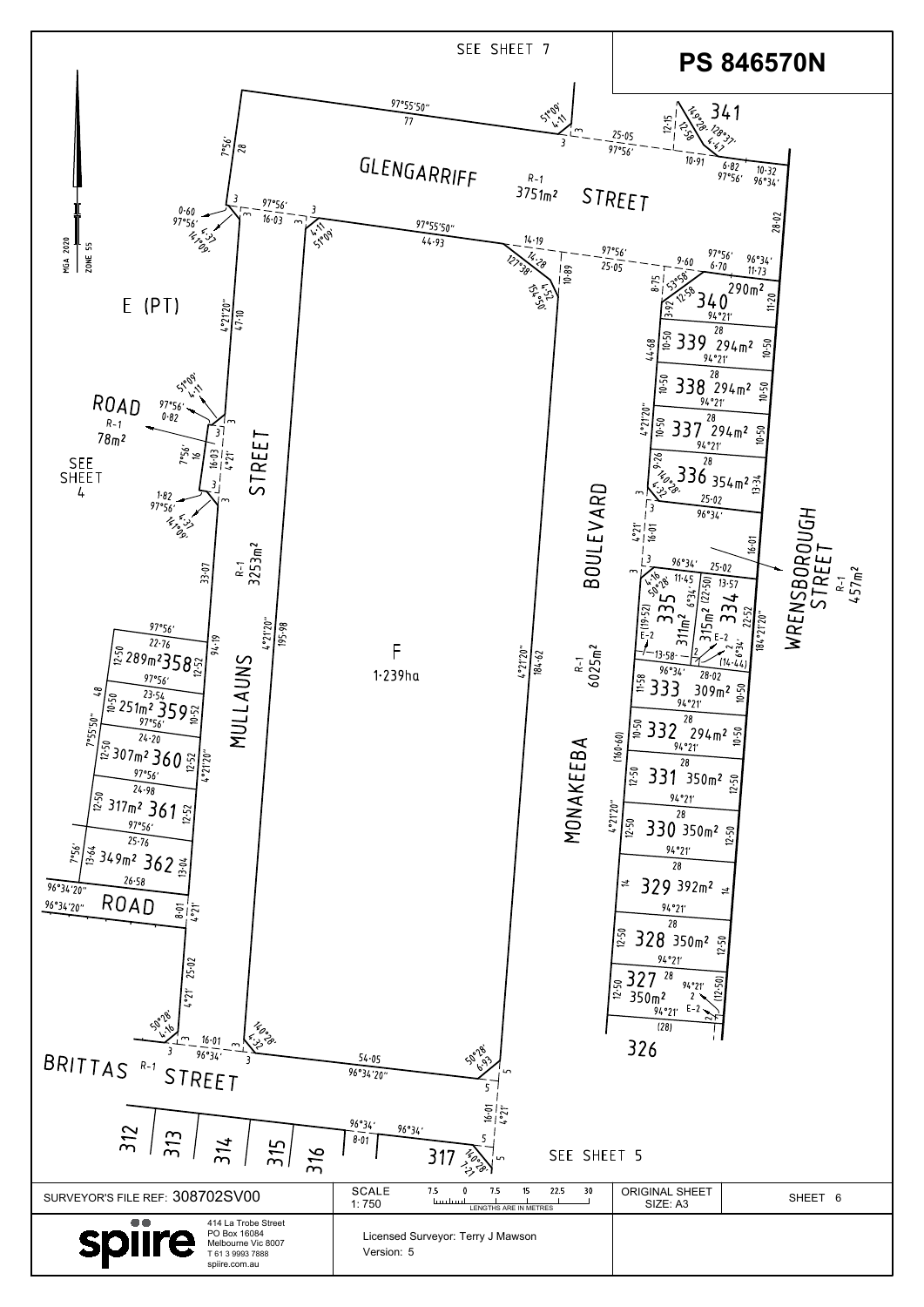# PS 846570N

SEE SHEET 7

GLENGARRIFF STREET R-1 3751m²

MULLAUNS STREET R-1 3253m²

MONAKEEBA BOULEVARD R-1 6025m²

WRENSBOROUGH STREET R-1 457m²

BRITTAS STREET R-1

ROAD R-1 78m²

SEE SHEET 4

E (PT)

ROAD

F 1·239ha

| Lot | Area |
|---|---|
| 327 | 350m² |
| 328 | 350m² |
| 329 | 392m² |
| 330 | 350m² |
| 331 | 350m² |
| 332 | 294m² |
| 333 | 309m² |
| 334 | 315m² |
| 335 | 311m² |
| 336 | 354m² |
| 337 | 294m² |
| 338 | 294m² |
| 339 | 294m² |
| 340 | 290m² |
| 358 | 289m² |
| 359 | 251m² |
| 360 | 307m² |
| 361 | 317m² |
| 362 | 349m² |

326, 341, 312, 313, 314, 315, 316, 317

E-2

SEE SHEET 5

MGA 2020 ZONE 55

| | | | |
|---|---|---|---|
| SURVEYOR'S FILE REF: 308702SV00 | SCALE 1: 750 (LENGTHS ARE IN METRES) | ORIGINAL SHEET SIZE: A3 | SHEET 6 |
| spiire — 414 La Trobe Street, PO Box 16084, Melbourne Vic 8007, T 61 3 9993 7888, spiire.com.au | Licensed Surveyor: Terry J Mawson<br>Version: 5 | | |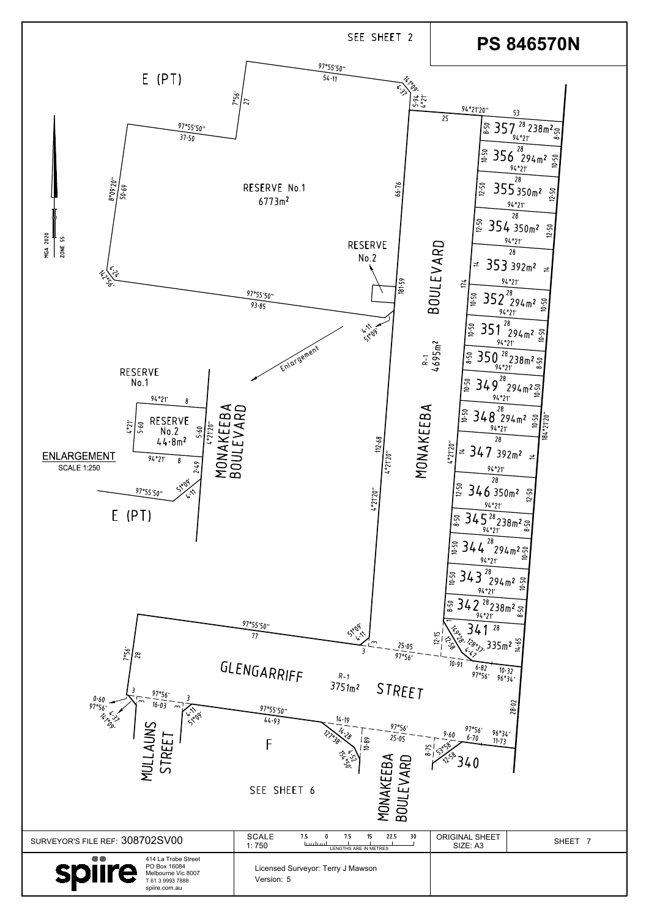# PS 846570N

SEE SHEET 2

E (PT)

97°55′50″ 54·11

7°56′ 27

141°09′ 4·37

5·94 4°21′

97°55′50″ 37·50

8°09′20″ 50·69

RESERVE No.1
6773m²

66·76

RESERVE No.2

142°56′ 4·24

97°55′50″ 93·85

181·59

4·11 51°09′

Enlargement

94°21′20″ 25 53

| Lot | Frontage | Area |
|---|---|---|
| 357 | 8·50 | 238m² |
| 356 | 10·50 | 294m² |
| 355 | 12·50 | 350m² |
| 354 | 12·50 | 350m² |
| 353 | 14 | 392m² |
| 352 | 10·50 | 294m² |
| 351 | 10·50 | 294m² |
| 350 | 8·50 | 238m² |
| 349 | 10·50 | 294m² |
| 348 | 10·50 | 294m² |
| 347 | 14 | 392m² |
| 346 | 12·50 | 350m² |
| 345 | 8·50 | 238m² |
| 344 | 10·50 | 294m² |
| 343 | 10·50 | 294m² |
| 342 | 8·50 | 238m² |
| 341 | 14·65 | 335m² |

(Lot depths 28, bearings 94°21′)

174

184°21′20″

MONAKEEBA BOULEVARD

R-1 4695m²

112·68 4°21′20″

4°21′20″

RESERVE No.1

94°21′ 8

RESERVE No.2
44·8m²

4°21′ 5·60 5·60 4°21′20″

94°21′ 8 2·49

51°09′ 4·11

97°55′50″

E (PT)

MONAKEEBA BOULEVARD

ENLARGEMENT
SCALE 1:250

97°55′50″ 77

7°56′ 28

51°09′ 4·11

3 3

25·05 97°56′

12·15 12·58 149°28′ 128°37′ 4·47 1

10·91 6·82 97°56′ 10·32 96°34′

GLENGARRIFF STREET

R-1 3751m²

28·02

0·60 97°56′ 4·37 141°09′

3 97°56′ 16·03 3 3

4·11 51°09′

97°55′50″ 44·93

14·19 14·28 127°38′ 154°52′ 4·5?

97°56′ 25·05 10·89

9·60 6·70 97°56′ 96°34′ 11·73

8·75 53°58′ 12·58

340

F

MULLAUNS STREET

MONAKEEBA BOULEVARD

SEE SHEET 6

MGA 2020 ZONE 55

| SURVEYOR'S FILE REF: 308702SV00 | SCALE 1: 750 (LENGTHS ARE IN METRES) | ORIGINAL SHEET SIZE: A3 | SHEET 7 |
|---|---|---|---|

spiire
414 La Trobe Street
PO Box 16084
Melbourne Vic 8007
T 61 3 9993 7888
spiire.com.au

Licensed Surveyor: Terry J Mawson
Version: 5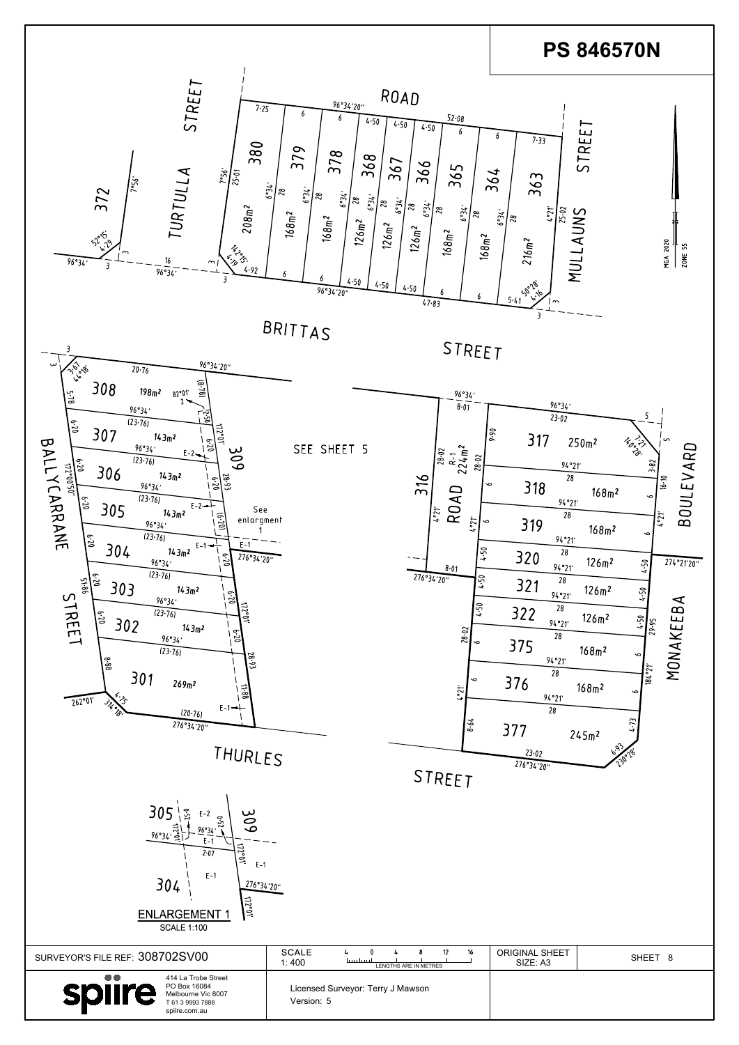# PS 846570N

ROAD

TURTULLA STREET

MULLAUNS STREET

BRITTAS STREET

BALLYCARRANE STREET

SEE SHEET 5

BOULEVARD

MONAKEEBA

THURLES STREET

| Lot | Area |
|---|---|
| 380 | 208m² |
| 379 | 168m² |
| 378 | 168m² |
| 368 | 126m² |
| 367 | 126m² |
| 366 | 126m² |
| 365 | 168m² |
| 364 | 168m² |
| 363 | 216m² |
| 308 | 198m² |
| 307 | 143m² |
| 306 | 143m² |
| 305 | 143m² |
| 304 | 143m² |
| 303 | 143m² |
| 302 | 143m² |
| 301 | 269m² |
| 316 ROAD R-1 | 224m² |
| 317 | 250m² |
| 318 | 168m² |
| 319 | 168m² |
| 320 | 126m² |
| 321 | 126m² |
| 322 | 126m² |
| 375 | 168m² |
| 376 | 168m² |
| 377 | 245m² |

372

309

See enlargment 1

ENLARGEMENT 1
SCALE 1:100

MGA 2020 ZONE 55

| SURVEYOR'S FILE REF: 308702SV00 | SCALE 1: 400 (LENGTHS ARE IN METRES) | ORIGINAL SHEET SIZE: A3 | SHEET 8 |
|---|---|---|---|

spiire
414 La Trobe Street
PO Box 16084
Melbourne Vic 8007
T 61 3 9993 7888
spiire.com.au

Licensed Surveyor: Terry J Mawson
Version: 5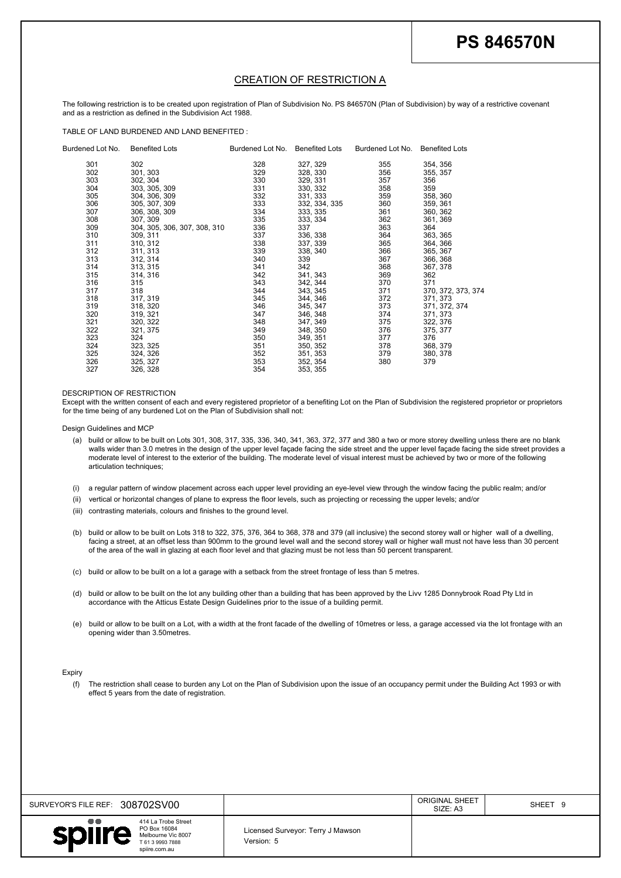# PS 846570N

## CREATION OF RESTRICTION A

The following restriction is to be created upon registration of Plan of Subdivision No. PS 846570N (Plan of Subdivision) by way of a restrictive covenant and as a restriction as defined in the Subdivision Act 1988.

TABLE OF LAND BURDENED AND LAND BENEFITED :

| Burdened Lot No. | Benefited Lots | Burdened Lot No. | Benefited Lots | Burdened Lot No. | Benefited Lots |
|---|---|---|---|---|---|
| 301 | 302 | 328 | 327, 329 | 355 | 354, 356 |
| 302 | 301, 303 | 329 | 328, 330 | 356 | 355, 357 |
| 303 | 302, 304 | 330 | 329, 331 | 357 | 356 |
| 304 | 303, 305, 309 | 331 | 330, 332 | 358 | 359 |
| 305 | 304, 306, 309 | 332 | 331, 333 | 359 | 358, 360 |
| 306 | 305, 307, 309 | 333 | 332, 334, 335 | 360 | 359, 361 |
| 307 | 306, 308, 309 | 334 | 333, 335 | 361 | 360, 362 |
| 308 | 307, 309 | 335 | 333, 334 | 362 | 361, 369 |
| 309 | 304, 305, 306, 307, 308, 310 | 336 | 337 | 363 | 364 |
| 310 | 309, 311 | 337 | 336, 338 | 364 | 363, 365 |
| 311 | 310, 312 | 338 | 337, 339 | 365 | 364, 366 |
| 312 | 311, 313 | 339 | 338, 340 | 366 | 365, 367 |
| 313 | 312, 314 | 340 | 339 | 367 | 366, 368 |
| 314 | 313, 315 | 341 | 342 | 368 | 367, 378 |
| 315 | 314, 316 | 342 | 341, 343 | 369 | 362 |
| 316 | 315 | 343 | 342, 344 | 370 | 371 |
| 317 | 318 | 344 | 343, 345 | 371 | 370, 372, 373, 374 |
| 318 | 317, 319 | 345 | 344, 346 | 372 | 371, 373 |
| 319 | 318, 320 | 346 | 345, 347 | 373 | 371, 372, 374 |
| 320 | 319, 321 | 347 | 346, 348 | 374 | 371, 373 |
| 321 | 320, 322 | 348 | 347, 349 | 375 | 322, 376 |
| 322 | 321, 375 | 349 | 348, 350 | 376 | 375, 377 |
| 323 | 324 | 350 | 349, 351 | 377 | 376 |
| 324 | 323, 325 | 351 | 350, 352 | 378 | 368, 379 |
| 325 | 324, 326 | 352 | 351, 353 | 379 | 380, 378 |
| 326 | 325, 327 | 353 | 352, 354 | 380 | 379 |
| 327 | 326, 328 | 354 | 353, 355 | | |

DESCRIPTION OF RESTRICTION

Except with the written consent of each and every registered proprietor of a benefiting Lot on the Plan of Subdivision the registered proprietor or proprietors for the time being of any burdened Lot on the Plan of Subdivision shall not:

Design Guidelines and MCP

(a) build or allow to be built on Lots 301, 308, 317, 335, 336, 340, 341, 363, 372, 377 and 380 a two or more storey dwelling unless there are no blank walls wider than 3.0 metres in the design of the upper level façade facing the side street and the upper level façade facing the side street provides a moderate level of interest to the exterior of the building. The moderate level of visual interest must be achieved by two or more of the following articulation techniques;

(i) a regular pattern of window placement across each upper level providing an eye-level view through the window facing the public realm; and/or

(ii) vertical or horizontal changes of plane to express the floor levels, such as projecting or recessing the upper levels; and/or

(iii) contrasting materials, colours and finishes to the ground level.

(b) build or allow to be built on Lots 318 to 322, 375, 376, 364 to 368, 378 and 379 (all inclusive) the second storey wall or higher wall of a dwelling, facing a street, at an offset less than 900mm to the ground level wall and the second storey wall or higher wall must not have less than 30 percent of the area of the wall in glazing at each floor level and that glazing must be not less than 50 percent transparent.

(c) build or allow to be built on a lot a garage with a setback from the street frontage of less than 5 metres.

(d) build or allow to be built on the lot any building other than a building that has been approved by the Livv 1285 Donnybrook Road Pty Ltd in accordance with the Atticus Estate Design Guidelines prior to the issue of a building permit.

(e) build or allow to be built on a Lot, with a width at the front facade of the dwelling of 10metres or less, a garage accessed via the lot frontage with an opening wider than 3.50metres.

Expiry

(f) The restriction shall cease to burden any Lot on the Plan of Subdivision upon the issue of an occupancy permit under the Building Act 1993 or with effect 5 years from the date of registration.

SURVEYOR'S FILE REF: 308702SV00

ORIGINAL SHEET SIZE: A3

SHEET 9

spiire
414 La Trobe Street
PO Box 16084
Melbourne Vic 8007
T 61 3 9993 7888
spiire.com.au

Licensed Surveyor: Terry J Mawson
Version: 5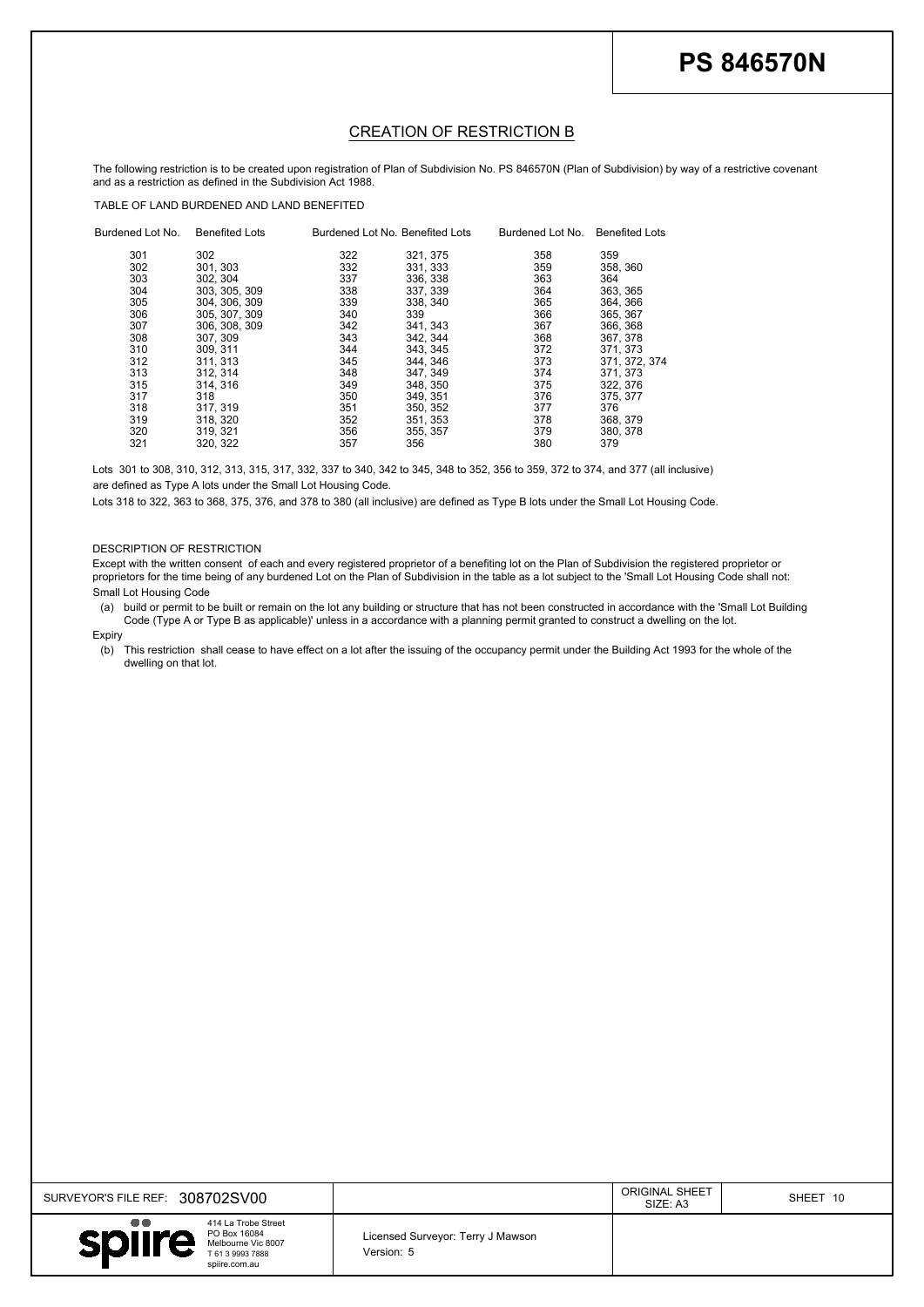# PS 846570N

## CREATION OF RESTRICTION B

The following restriction is to be created upon registration of Plan of Subdivision No. PS 846570N (Plan of Subdivision) by way of a restrictive covenant and as a restriction as defined in the Subdivision Act 1988.

TABLE OF LAND BURDENED AND LAND BENEFITED

| Burdened Lot No. | Benefited Lots | Burdened Lot No. | Benefited Lots | Burdened Lot No. | Benefited Lots |
|---|---|---|---|---|---|
| 301 | 302 | 322 | 321, 375 | 358 | 359 |
| 302 | 301, 303 | 332 | 331, 333 | 359 | 358, 360 |
| 303 | 302, 304 | 337 | 336, 338 | 363 | 364 |
| 304 | 303, 305, 309 | 338 | 337, 339 | 364 | 363, 365 |
| 305 | 304, 306, 309 | 339 | 338, 340 | 365 | 364, 366 |
| 306 | 305, 307, 309 | 340 | 339 | 366 | 365, 367 |
| 307 | 306, 308, 309 | 342 | 341, 343 | 367 | 366, 368 |
| 308 | 307, 309 | 343 | 342, 344 | 368 | 367, 378 |
| 310 | 309, 311 | 344 | 343, 345 | 372 | 371, 373 |
| 312 | 311, 313 | 345 | 344, 346 | 373 | 371, 372, 374 |
| 313 | 312, 314 | 348 | 347, 349 | 374 | 371, 373 |
| 315 | 314, 316 | 349 | 348, 350 | 375 | 322, 376 |
| 317 | 318 | 350 | 349, 351 | 376 | 375, 377 |
| 318 | 317, 319 | 351 | 350, 352 | 377 | 376 |
| 319 | 318, 320 | 352 | 351, 353 | 378 | 368, 379 |
| 320 | 319, 321 | 356 | 355, 357 | 379 | 380, 378 |
| 321 | 320, 322 | 357 | 356 | 380 | 379 |

Lots 301 to 308, 310, 312, 313, 315, 317, 332, 337 to 340, 342 to 345, 348 to 352, 356 to 359, 372 to 374, and 377 (all inclusive) are defined as Type A lots under the Small Lot Housing Code.

Lots 318 to 322, 363 to 368, 375, 376, and 378 to 380 (all inclusive) are defined as Type B lots under the Small Lot Housing Code.

DESCRIPTION OF RESTRICTION

Except with the written consent of each and every registered proprietor of a benefiting lot on the Plan of Subdivision the registered proprietor or proprietors for the time being of any burdened Lot on the Plan of Subdivision in the table as a lot subject to the 'Small Lot Housing Code shall not:

Small Lot Housing Code

(a) build or permit to be built or remain on the lot any building or structure that has not been constructed in accordance with the 'Small Lot Building Code (Type A or Type B as applicable)' unless in a accordance with a planning permit granted to construct a dwelling on the lot.

Expiry

(b) This restriction shall cease to have effect on a lot after the issuing of the occupancy permit under the Building Act 1993 for the whole of the dwelling on that lot.

| | | | |
|---|---|---|---|
| SURVEYOR'S FILE REF: 308702SV00 | | ORIGINAL SHEET SIZE: A3 | SHEET 10 |
| spiire 414 La Trobe Street PO Box 16084 Melbourne Vic 8007 T 61 3 9993 7888 spiire.com.au | Licensed Surveyor: Terry J Mawson Version: 5 | | |